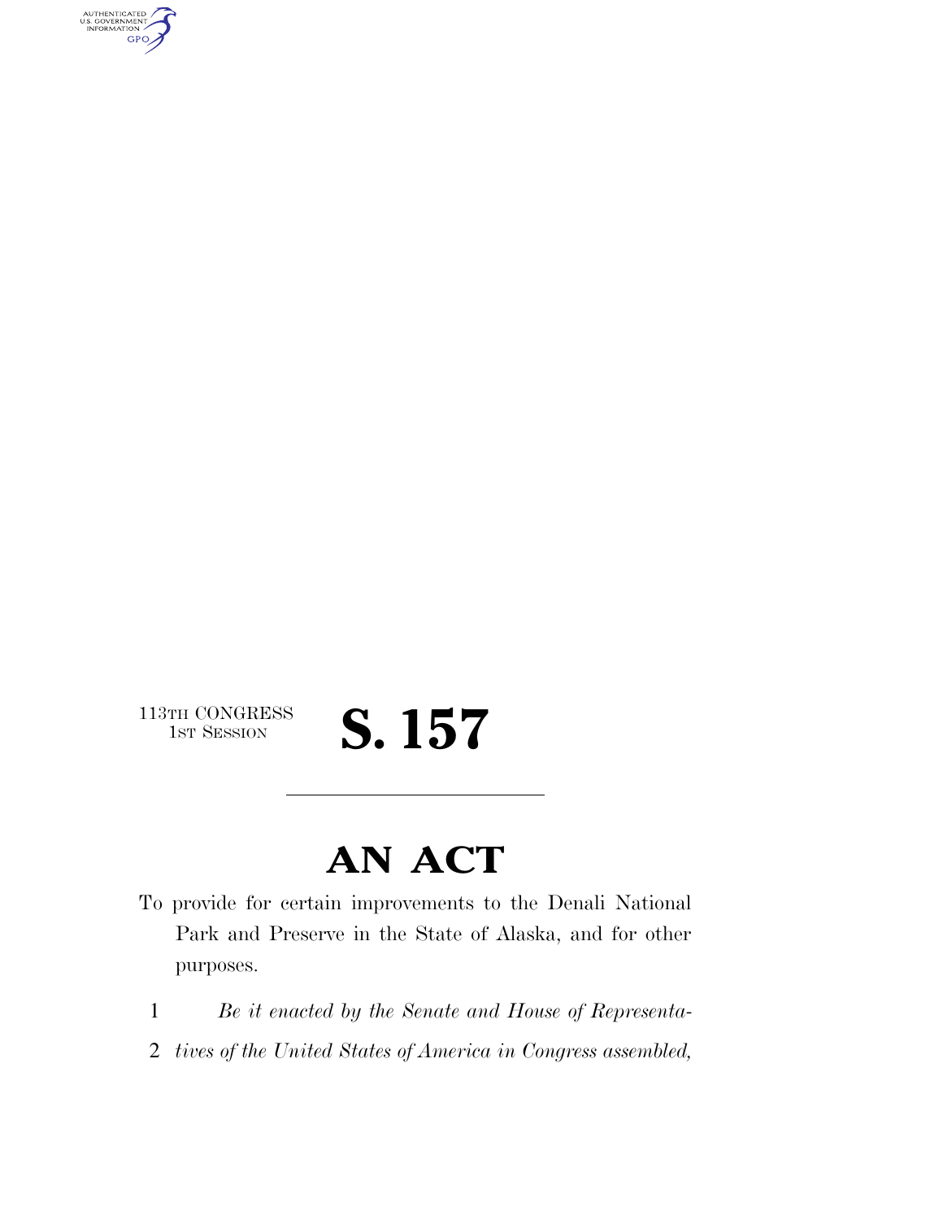113TH CONGRESS
1ST SESSION

# S. 157

---

# AN ACT

To provide for certain improvements to the Denali National Park and Preserve in the State of Alaska, and for other purposes.

*Be it enacted by the Senate and House of Representatives of the United States of America in Congress assembled,*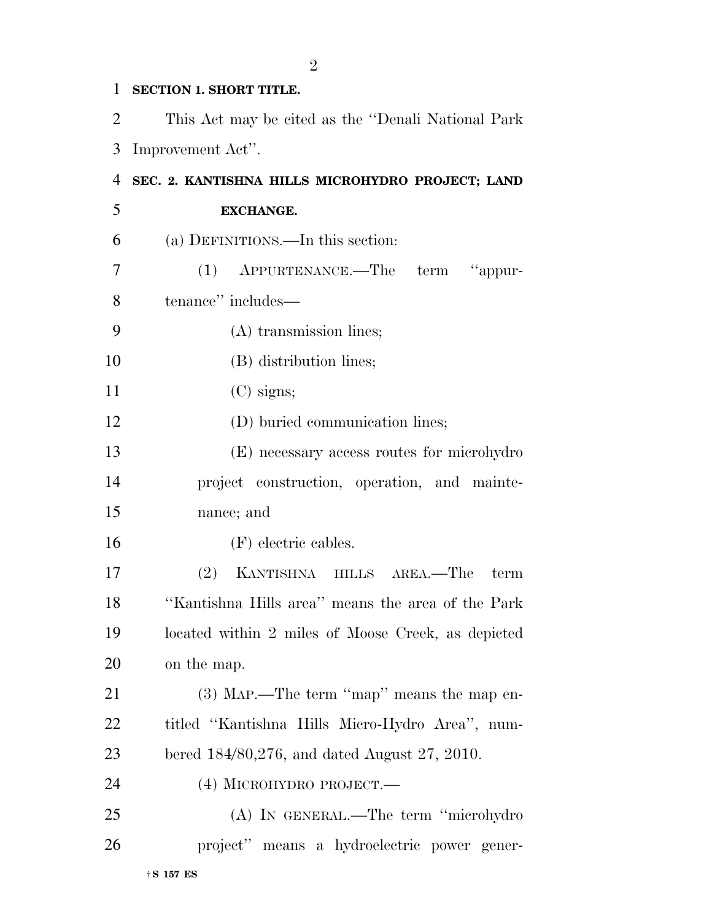**SECTION 1. SHORT TITLE.**

This Act may be cited as the "Denali National Park Improvement Act".

**SEC. 2. KANTISHNA HILLS MICROHYDRO PROJECT; LAND EXCHANGE.**

(a) DEFINITIONS.—In this section:

(1) APPURTENANCE.—The term "appurtenance" includes—

(A) transmission lines;

(B) distribution lines;

(C) signs;

(D) buried communication lines;

(E) necessary access routes for microhydro project construction, operation, and maintenance; and

(F) electric cables.

(2) KANTISHNA HILLS AREA.—The term "Kantishna Hills area" means the area of the Park located within 2 miles of Moose Creek, as depicted on the map.

(3) MAP.—The term "map" means the map entitled "Kantishna Hills Micro-Hydro Area", numbered 184/80,276, and dated August 27, 2010.

(4) MICROHYDRO PROJECT.—

(A) IN GENERAL.—The term "microhydro project" means a hydroelectric power gener-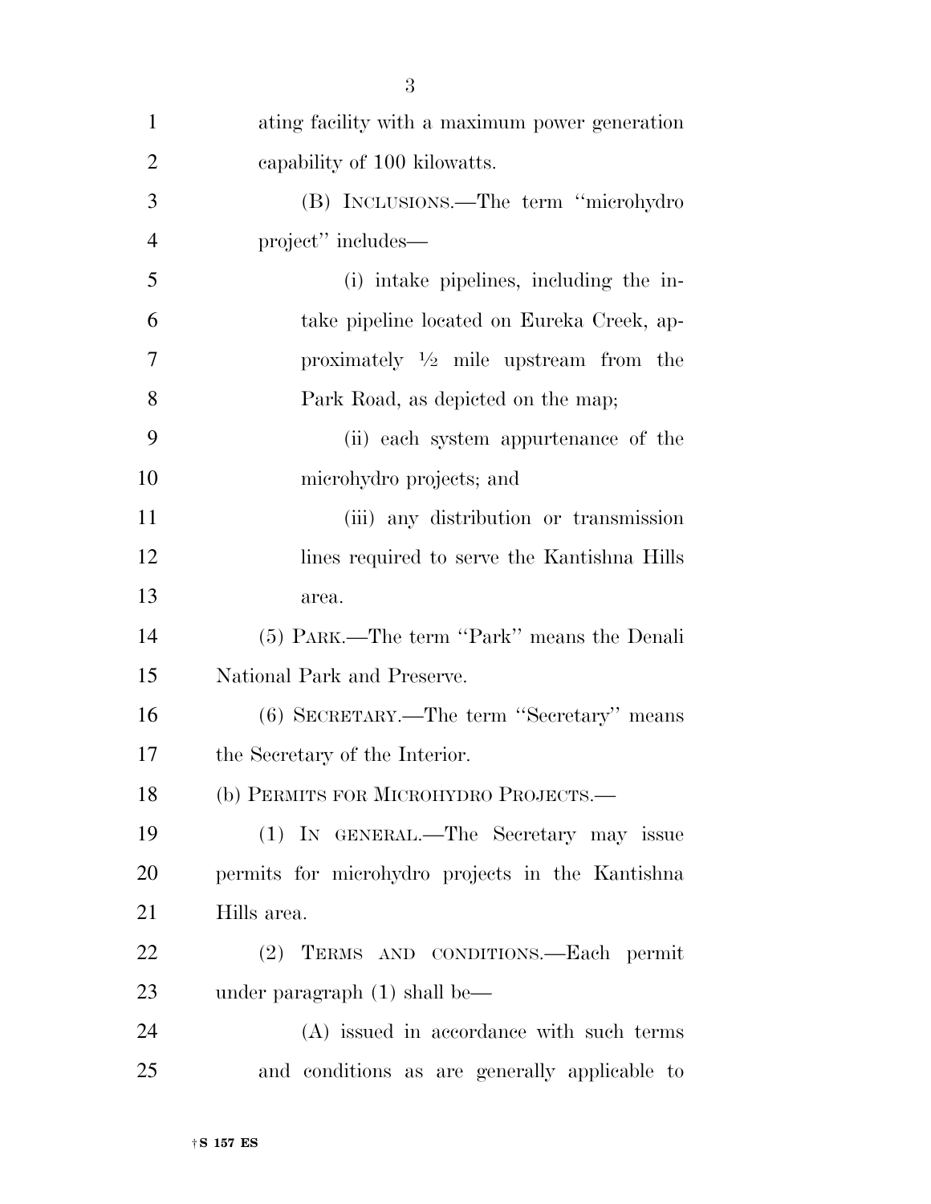ating facility with a maximum power generation capability of 100 kilowatts.

(B) INCLUSIONS.—The term ''microhydro project'' includes—

(i) intake pipelines, including the intake pipeline located on Eureka Creek, approximately ½ mile upstream from the Park Road, as depicted on the map;

(ii) each system appurtenance of the microhydro projects; and

(iii) any distribution or transmission lines required to serve the Kantishna Hills area.

(5) PARK.—The term ''Park'' means the Denali National Park and Preserve.

(6) SECRETARY.—The term ''Secretary'' means the Secretary of the Interior.

(b) PERMITS FOR MICROHYDRO PROJECTS.—

(1) IN GENERAL.—The Secretary may issue permits for microhydro projects in the Kantishna Hills area.

(2) TERMS AND CONDITIONS.—Each permit under paragraph (1) shall be—

(A) issued in accordance with such terms and conditions as are generally applicable to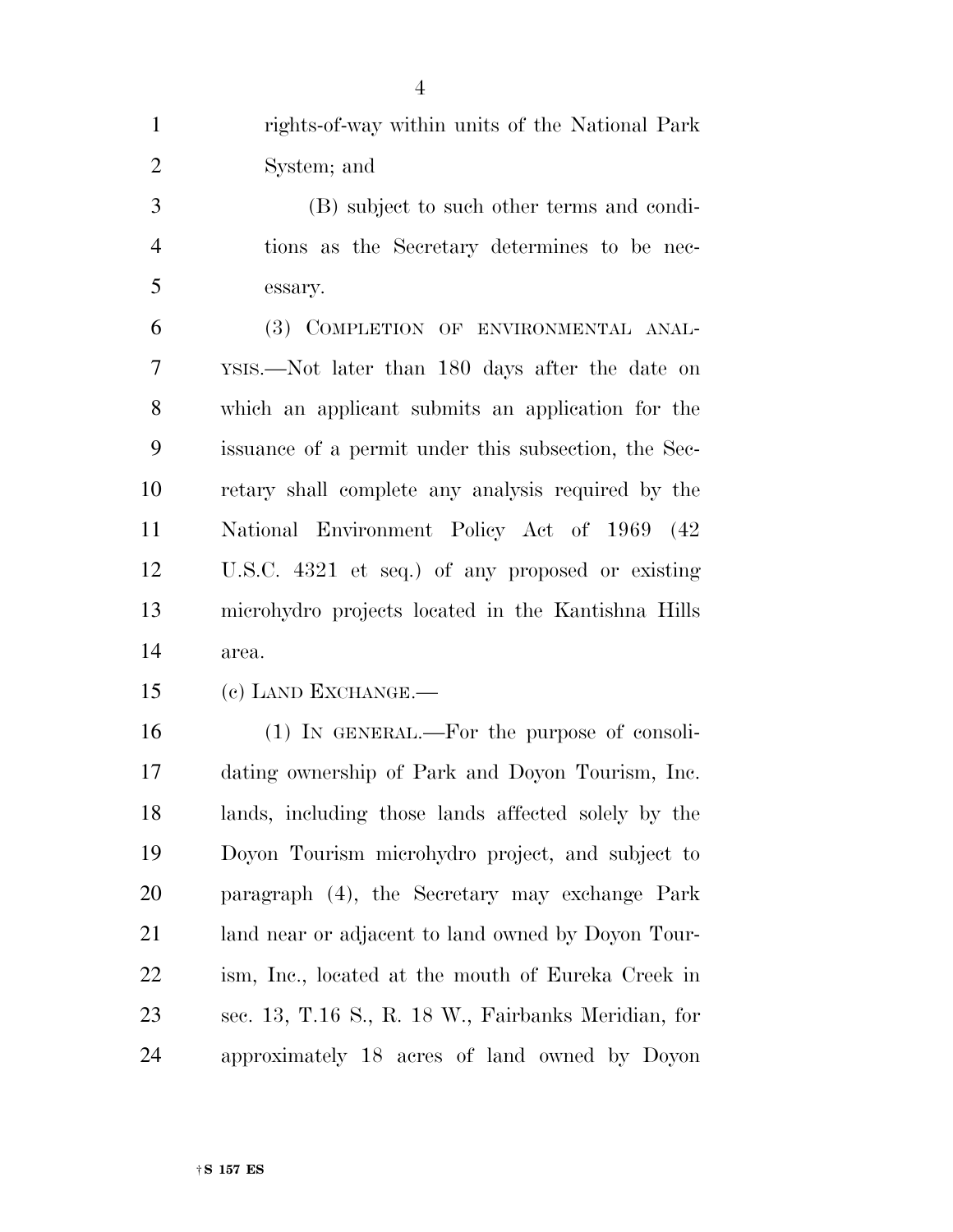rights-of-way within units of the National Park System; and

(B) subject to such other terms and conditions as the Secretary determines to be necessary.

(3) COMPLETION OF ENVIRONMENTAL ANALYSIS.—Not later than 180 days after the date on which an applicant submits an application for the issuance of a permit under this subsection, the Secretary shall complete any analysis required by the National Environment Policy Act of 1969 (42 U.S.C. 4321 et seq.) of any proposed or existing microhydro projects located in the Kantishna Hills area.

(c) LAND EXCHANGE.—

(1) IN GENERAL.—For the purpose of consolidating ownership of Park and Doyon Tourism, Inc. lands, including those lands affected solely by the Doyon Tourism microhydro project, and subject to paragraph (4), the Secretary may exchange Park land near or adjacent to land owned by Doyon Tourism, Inc., located at the mouth of Eureka Creek in sec. 13, T.16 S., R. 18 W., Fairbanks Meridian, for approximately 18 acres of land owned by Doyon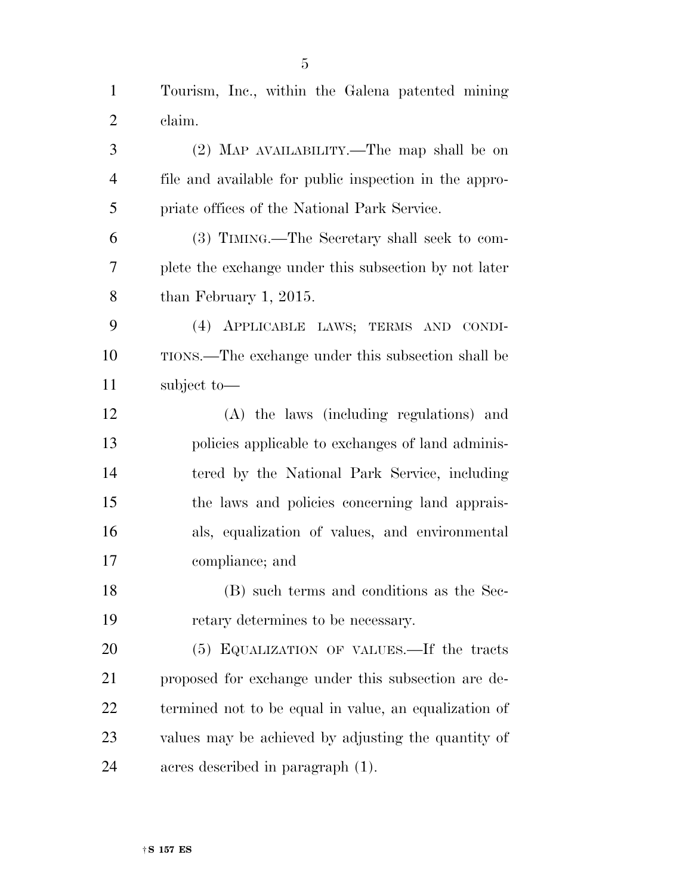Tourism, Inc., within the Galena patented mining claim.

(2) MAP AVAILABILITY.—The map shall be on file and available for public inspection in the appropriate offices of the National Park Service.

(3) TIMING.—The Secretary shall seek to complete the exchange under this subsection by not later than February 1, 2015.

(4) APPLICABLE LAWS; TERMS AND CONDITIONS.—The exchange under this subsection shall be subject to—

(A) the laws (including regulations) and policies applicable to exchanges of land administered by the National Park Service, including the laws and policies concerning land appraisals, equalization of values, and environmental compliance; and

(B) such terms and conditions as the Secretary determines to be necessary.

(5) EQUALIZATION OF VALUES.—If the tracts proposed for exchange under this subsection are determined not to be equal in value, an equalization of values may be achieved by adjusting the quantity of acres described in paragraph (1).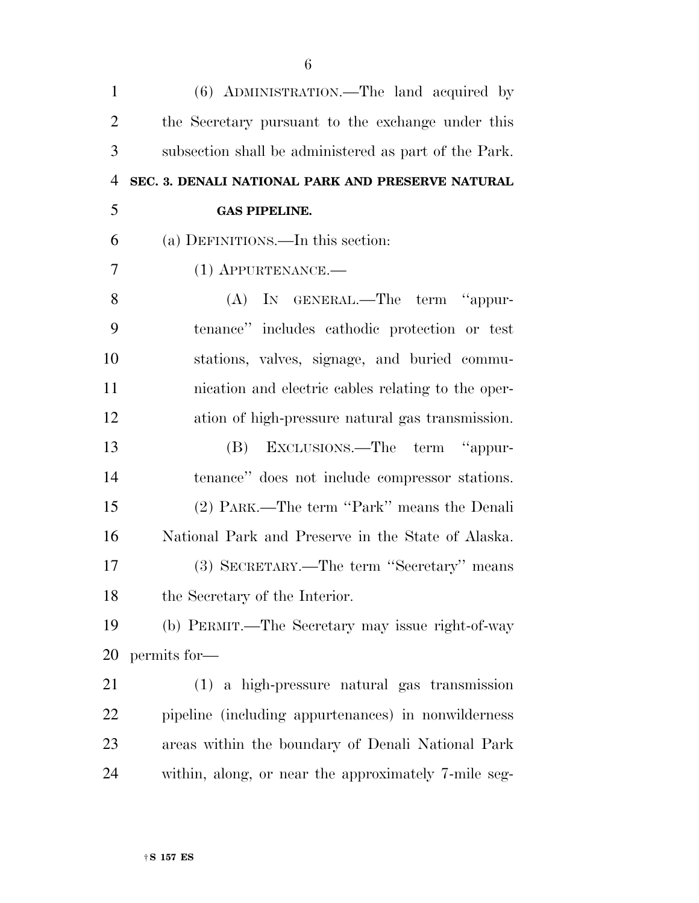(6) ADMINISTRATION.—The land acquired by the Secretary pursuant to the exchange under this subsection shall be administered as part of the Park.

## SEC. 3. DENALI NATIONAL PARK AND PRESERVE NATURAL GAS PIPELINE.

(a) DEFINITIONS.—In this section:

(1) APPURTENANCE.—

(A) IN GENERAL.—The term "appurtenance" includes cathodic protection or test stations, valves, signage, and buried communication and electric cables relating to the operation of high-pressure natural gas transmission.

(B) EXCLUSIONS.—The term "appurtenance" does not include compressor stations.

(2) PARK.—The term "Park" means the Denali National Park and Preserve in the State of Alaska.

(3) SECRETARY.—The term "Secretary" means the Secretary of the Interior.

(b) PERMIT.—The Secretary may issue right-of-way permits for—

(1) a high-pressure natural gas transmission pipeline (including appurtenances) in nonwilderness areas within the boundary of Denali National Park within, along, or near the approximately 7-mile seg-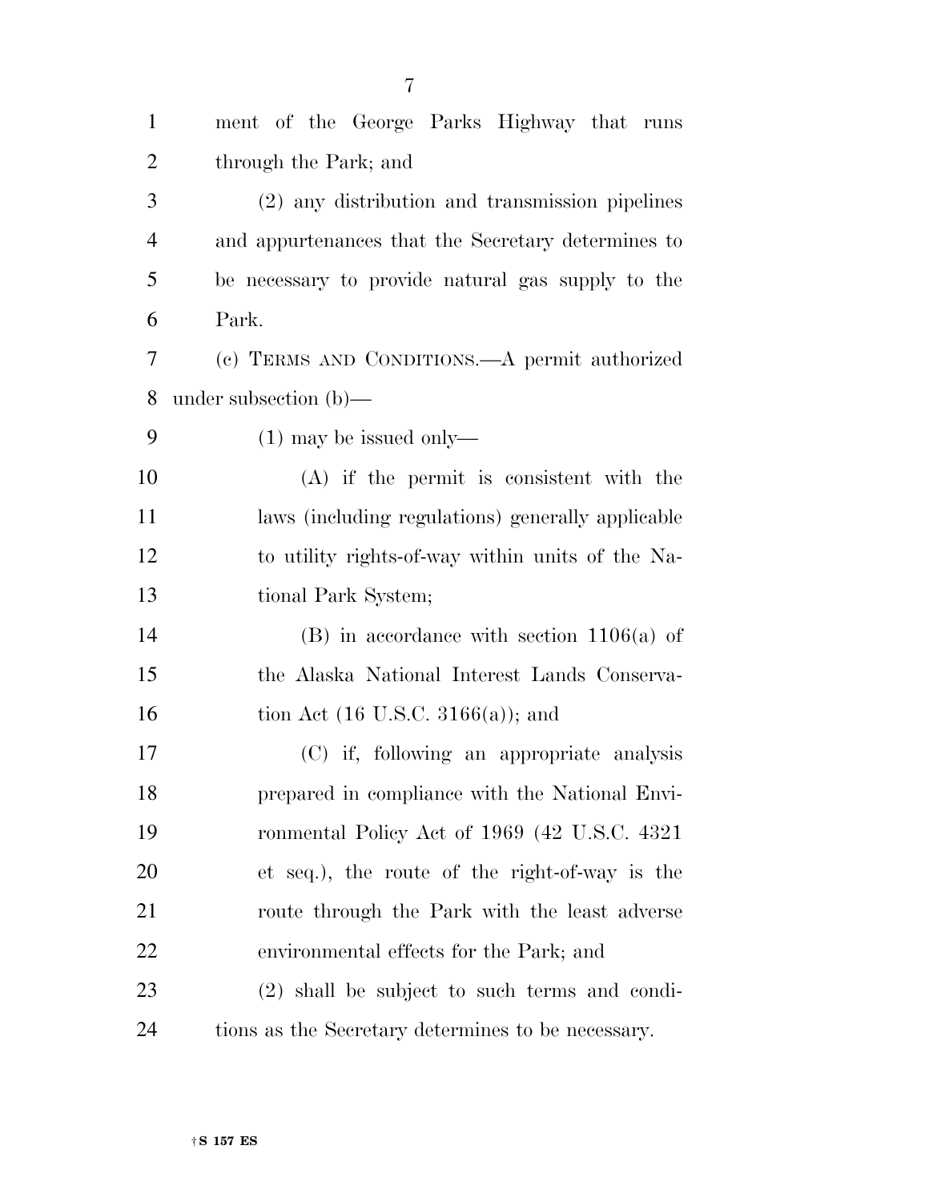ment of the George Parks Highway that runs through the Park; and

(2) any distribution and transmission pipelines and appurtenances that the Secretary determines to be necessary to provide natural gas supply to the Park.

(c) TERMS AND CONDITIONS.—A permit authorized under subsection (b)—

(1) may be issued only—

(A) if the permit is consistent with the laws (including regulations) generally applicable to utility rights-of-way within units of the National Park System;

(B) in accordance with section 1106(a) of the Alaska National Interest Lands Conservation Act (16 U.S.C. 3166(a)); and

(C) if, following an appropriate analysis prepared in compliance with the National Environmental Policy Act of 1969 (42 U.S.C. 4321 et seq.), the route of the right-of-way is the route through the Park with the least adverse environmental effects for the Park; and

(2) shall be subject to such terms and conditions as the Secretary determines to be necessary.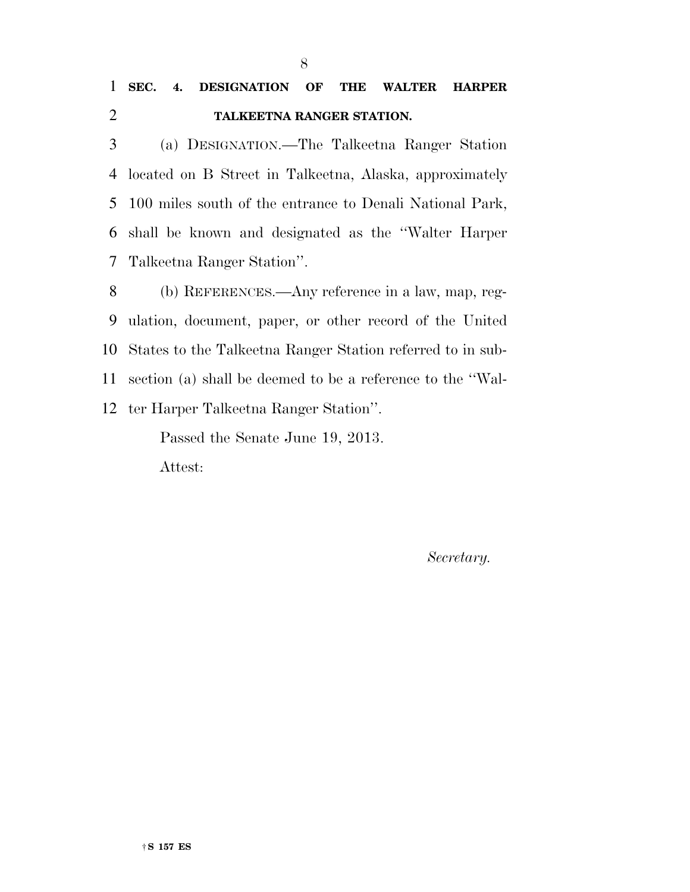## SEC. 4. DESIGNATION OF THE WALTER HARPER TALKEETNA RANGER STATION.

(a) DESIGNATION.—The Talkeetna Ranger Station located on B Street in Talkeetna, Alaska, approximately 100 miles south of the entrance to Denali National Park, shall be known and designated as the ''Walter Harper Talkeetna Ranger Station''.

(b) REFERENCES.—Any reference in a law, map, regulation, document, paper, or other record of the United States to the Talkeetna Ranger Station referred to in subsection (a) shall be deemed to be a reference to the ''Walter Harper Talkeetna Ranger Station''.

Passed the Senate June 19, 2013.

Attest:

*Secretary.*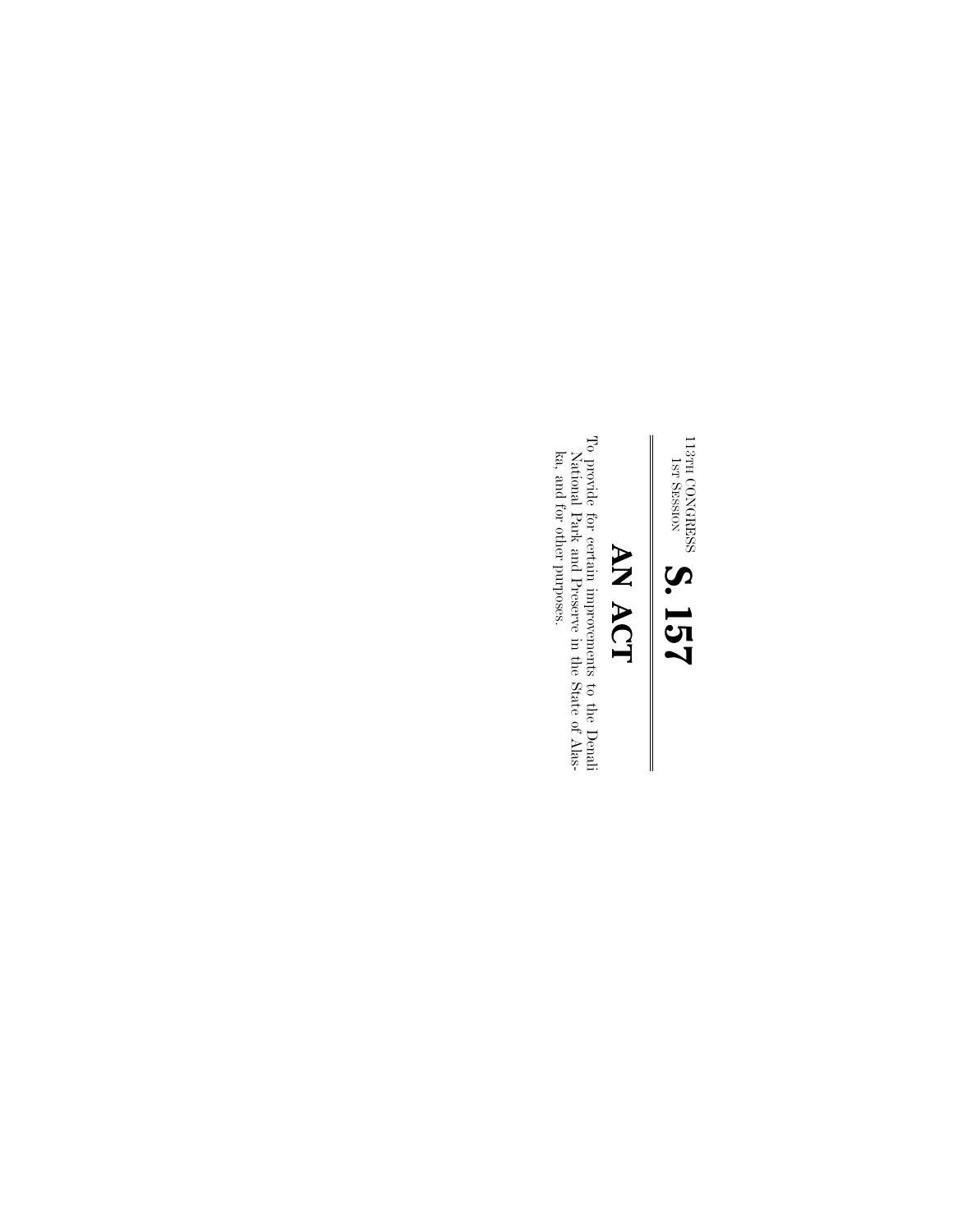113TH CONGRESS
1ST SESSION

# S. 157

---

# AN ACT

To provide for certain improvements to the Denali National Park and Preserve in the State of Alaska, and for other purposes.